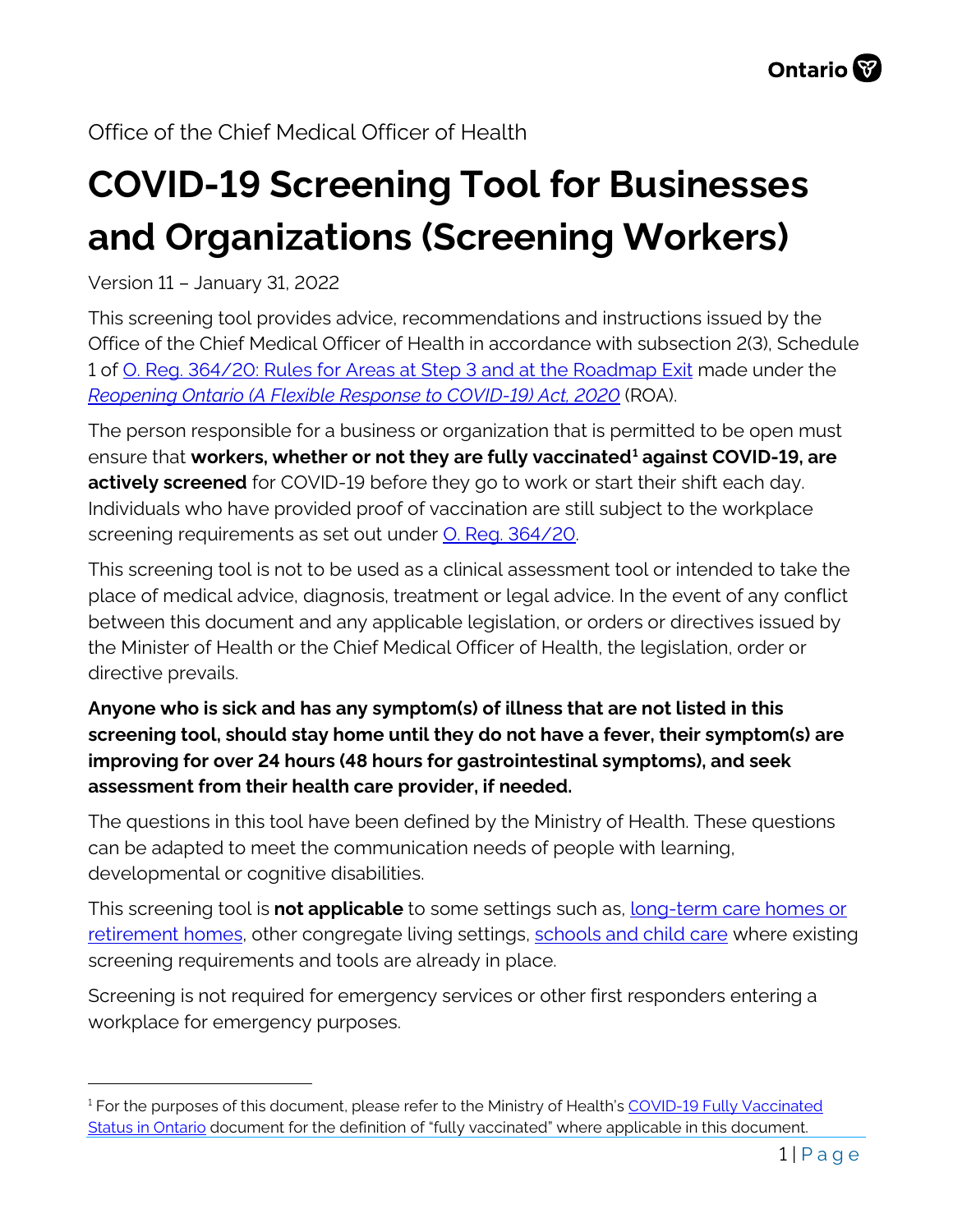Office of the Chief Medical Officer of Health

# COVID-19 Screening Tool for Businesses and Organizations (Screening Workers)

Version 11 – January 31, 2022

This screening tool provides advice, recommendations and instructions issued by the Office of the Chief Medical Officer of Health in accordance with subsection 2(3), Schedule 1 of [O. Reg. 364/20: Rules for Areas at Step 3 and at the Roadmap Exit] made under the *[Reopening Ontario (A Flexible Response to COVID-19) Act, 2020]* (ROA).

The person responsible for a business or organization that is permitted to be open must ensure that **workers, whether or not they are fully vaccinated[1] against COVID-19, are actively screened** for COVID-19 before they go to work or start their shift each day. Individuals who have provided proof of vaccination are still subject to the workplace screening requirements as set out under [O. Reg. 364/20].

This screening tool is not to be used as a clinical assessment tool or intended to take the place of medical advice, diagnosis, treatment or legal advice. In the event of any conflict between this document and any applicable legislation, or orders or directives issued by the Minister of Health or the Chief Medical Officer of Health, the legislation, order or directive prevails.

**Anyone who is sick and has any symptom(s) of illness that are not listed in this screening tool, should stay home until they do not have a fever, their symptom(s) are improving for over 24 hours (48 hours for gastrointestinal symptoms), and seek assessment from their health care provider, if needed.**

The questions in this tool have been defined by the Ministry of Health. These questions can be adapted to meet the communication needs of people with learning, developmental or cognitive disabilities.

This screening tool is **not applicable** to some settings such as, [long-term care homes or retirement homes], other congregate living settings, [schools and child care] where existing screening requirements and tools are already in place.

Screening is not required for emergency services or other first responders entering a workplace for emergency purposes.

---

[1] For the purposes of this document, please refer to the Ministry of Health's [COVID-19 Fully Vaccinated Status in Ontario] document for the definition of "fully vaccinated" where applicable in this document.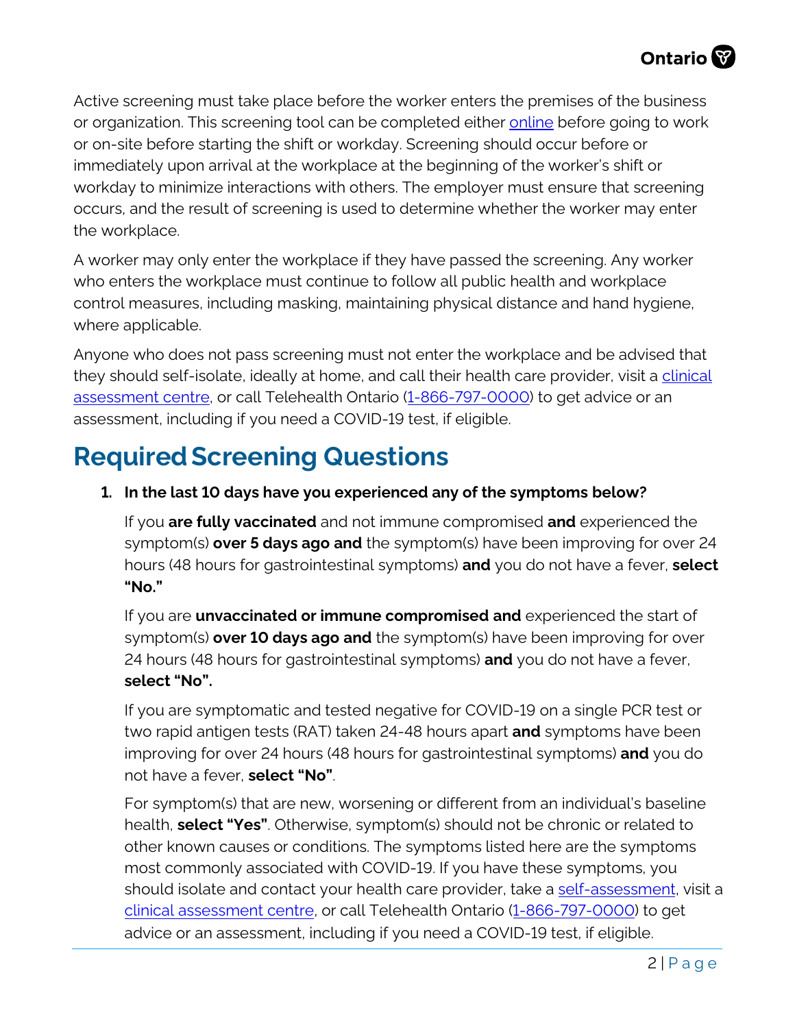Active screening must take place before the worker enters the premises of the business or organization. This screening tool can be completed either [online](#) before going to work or on-site before starting the shift or workday. Screening should occur before or immediately upon arrival at the workplace at the beginning of the worker's shift or workday to minimize interactions with others. The employer must ensure that screening occurs, and the result of screening is used to determine whether the worker may enter the workplace.

A worker may only enter the workplace if they have passed the screening. Any worker who enters the workplace must continue to follow all public health and workplace control measures, including masking, maintaining physical distance and hand hygiene, where applicable.

Anyone who does not pass screening must not enter the workplace and be advised that they should self-isolate, ideally at home, and call their health care provider, visit a clinical assessment centre, or call Telehealth Ontario (1-866-797-0000) to get advice or an assessment, including if you need a COVID-19 test, if eligible.

# Required Screening Questions

1. **In the last 10 days have you experienced any of the symptoms below?**

   If you **are fully vaccinated** and not immune compromised **and** experienced the symptom(s) **over 5 days ago and** the symptom(s) have been improving for over 24 hours (48 hours for gastrointestinal symptoms) **and** you do not have a fever, **select "No."**

   If you are **unvaccinated or immune compromised and** experienced the start of symptom(s) **over 10 days ago and** the symptom(s) have been improving for over 24 hours (48 hours for gastrointestinal symptoms) **and** you do not have a fever, **select "No".**

   If you are symptomatic and tested negative for COVID-19 on a single PCR test or two rapid antigen tests (RAT) taken 24-48 hours apart **and** symptoms have been improving for over 24 hours (48 hours for gastrointestinal symptoms) **and** you do not have a fever, **select "No"**.

   For symptom(s) that are new, worsening or different from an individual's baseline health, **select "Yes"**. Otherwise, symptom(s) should not be chronic or related to other known causes or conditions. The symptoms listed here are the symptoms most commonly associated with COVID-19. If you have these symptoms, you should isolate and contact your health care provider, take a self-assessment, visit a clinical assessment centre, or call Telehealth Ontario (1-866-797-0000) to get advice or an assessment, including if you need a COVID-19 test, if eligible.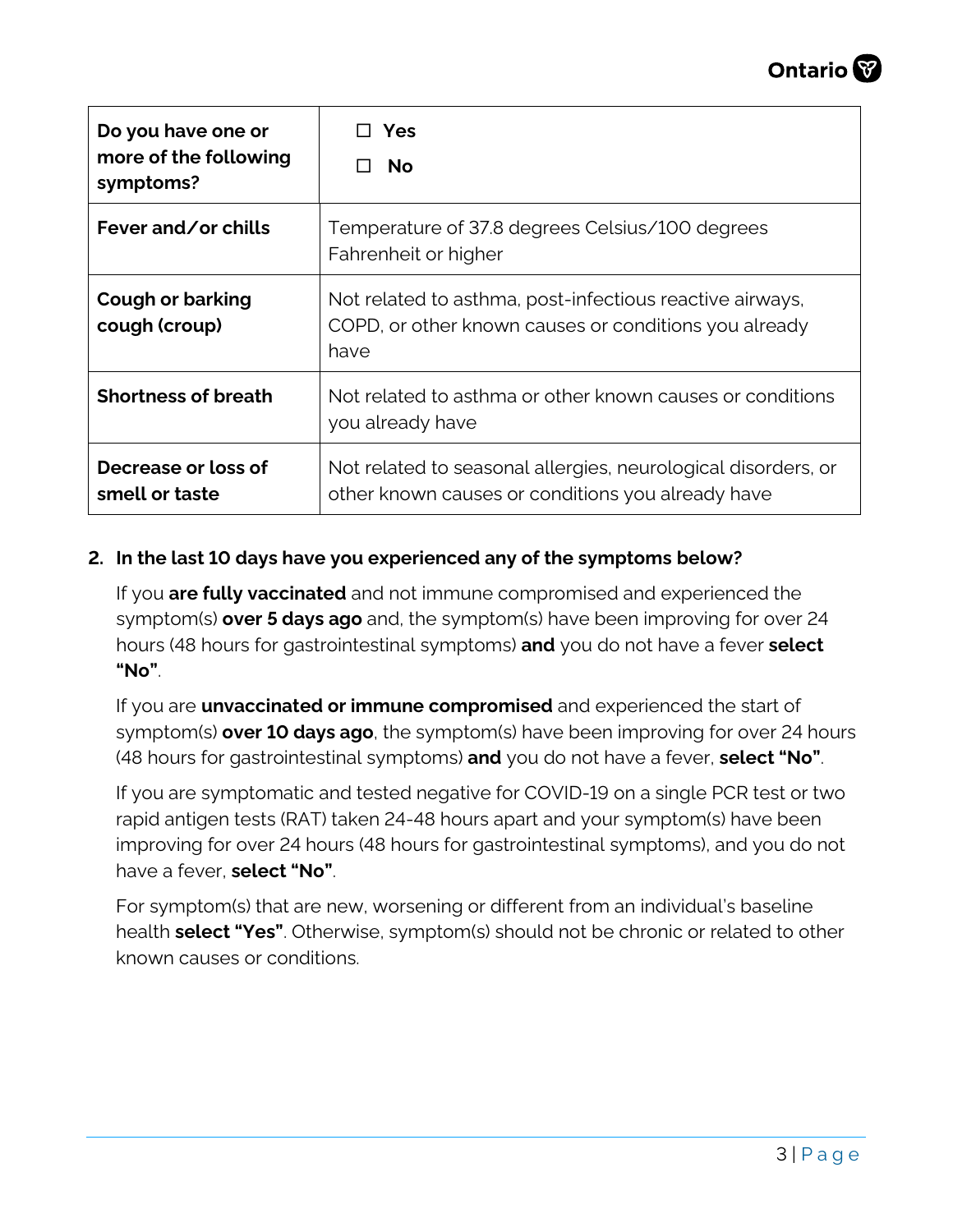| Do you have one or more of the following symptoms? | ☐ Yes<br>☐ No |
|---|---|
| **Fever and/or chills** | Temperature of 37.8 degrees Celsius/100 degrees Fahrenheit or higher |
| **Cough or barking cough (croup)** | Not related to asthma, post-infectious reactive airways, COPD, or other known causes or conditions you already have |
| **Shortness of breath** | Not related to asthma or other known causes or conditions you already have |
| **Decrease or loss of smell or taste** | Not related to seasonal allergies, neurological disorders, or other known causes or conditions you already have |

2. **In the last 10 days have you experienced any of the symptoms below?**

   If you **are fully vaccinated** and not immune compromised and experienced the symptom(s) **over 5 days ago** and, the symptom(s) have been improving for over 24 hours (48 hours for gastrointestinal symptoms) **and** you do not have a fever **select "No"**.

   If you are **unvaccinated or immune compromised** and experienced the start of symptom(s) **over 10 days ago**, the symptom(s) have been improving for over 24 hours (48 hours for gastrointestinal symptoms) **and** you do not have a fever, **select "No"**.

   If you are symptomatic and tested negative for COVID-19 on a single PCR test or two rapid antigen tests (RAT) taken 24-48 hours apart and your symptom(s) have been improving for over 24 hours (48 hours for gastrointestinal symptoms), and you do not have a fever, **select "No"**.

   For symptom(s) that are new, worsening or different from an individual's baseline health **select "Yes"**. Otherwise, symptom(s) should not be chronic or related to other known causes or conditions.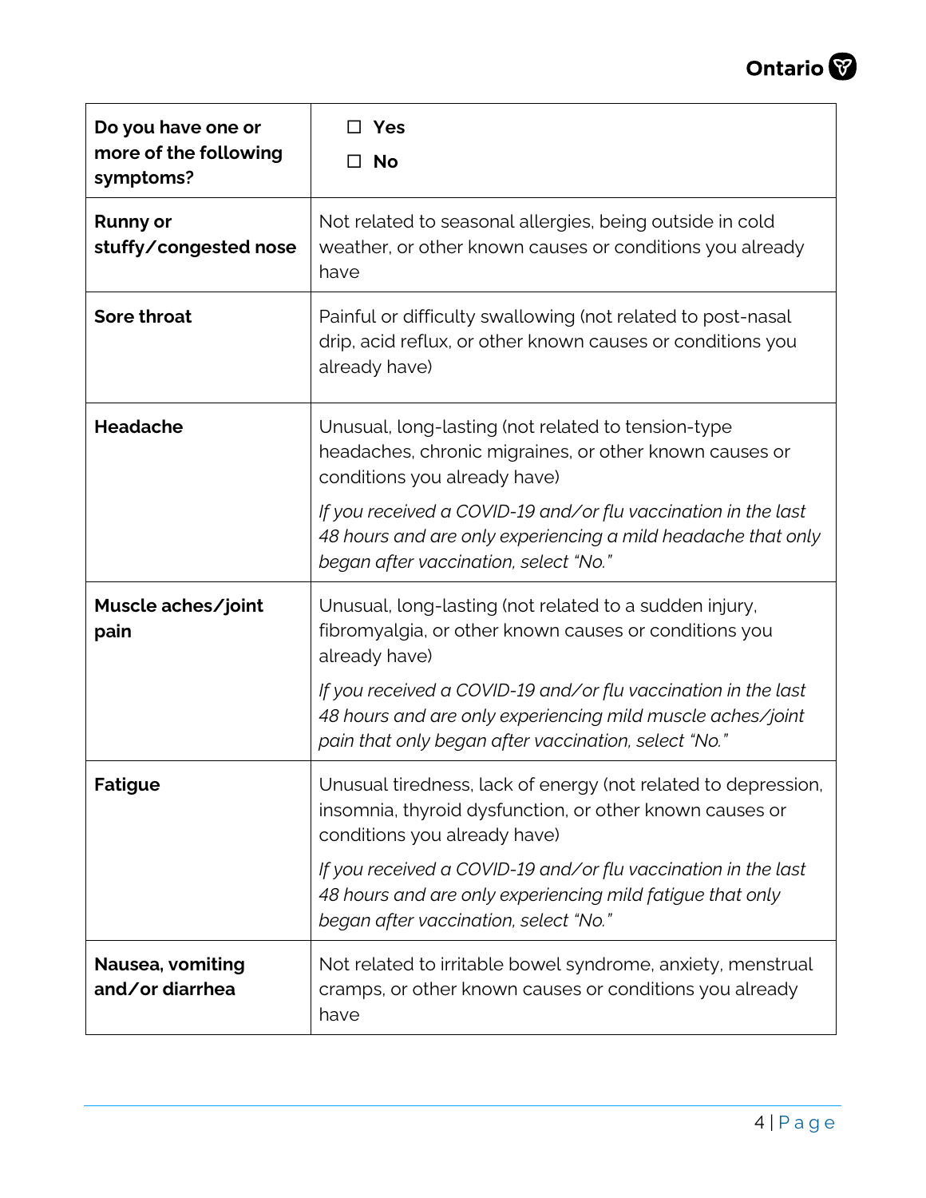| **Do you have one or more of the following symptoms?** | ☐ **Yes**<br>☐ **No** |
|---|---|
| **Runny or stuffy/congested nose** | Not related to seasonal allergies, being outside in cold weather, or other known causes or conditions you already have |
| **Sore throat** | Painful or difficulty swallowing (not related to post-nasal drip, acid reflux, or other known causes or conditions you already have) |
| **Headache** | Unusual, long-lasting (not related to tension-type headaches, chronic migraines, or other known causes or conditions you already have)<br>*If you received a COVID-19 and/or flu vaccination in the last 48 hours and are only experiencing a mild headache that only began after vaccination, select "No."* |
| **Muscle aches/joint pain** | Unusual, long-lasting (not related to a sudden injury, fibromyalgia, or other known causes or conditions you already have)<br>*If you received a COVID-19 and/or flu vaccination in the last 48 hours and are only experiencing mild muscle aches/joint pain that only began after vaccination, select "No."* |
| **Fatigue** | Unusual tiredness, lack of energy (not related to depression, insomnia, thyroid dysfunction, or other known causes or conditions you already have)<br>*If you received a COVID-19 and/or flu vaccination in the last 48 hours and are only experiencing mild fatigue that only began after vaccination, select "No."* |
| **Nausea, vomiting and/or diarrhea** | Not related to irritable bowel syndrome, anxiety, menstrual cramps, or other known causes or conditions you already have |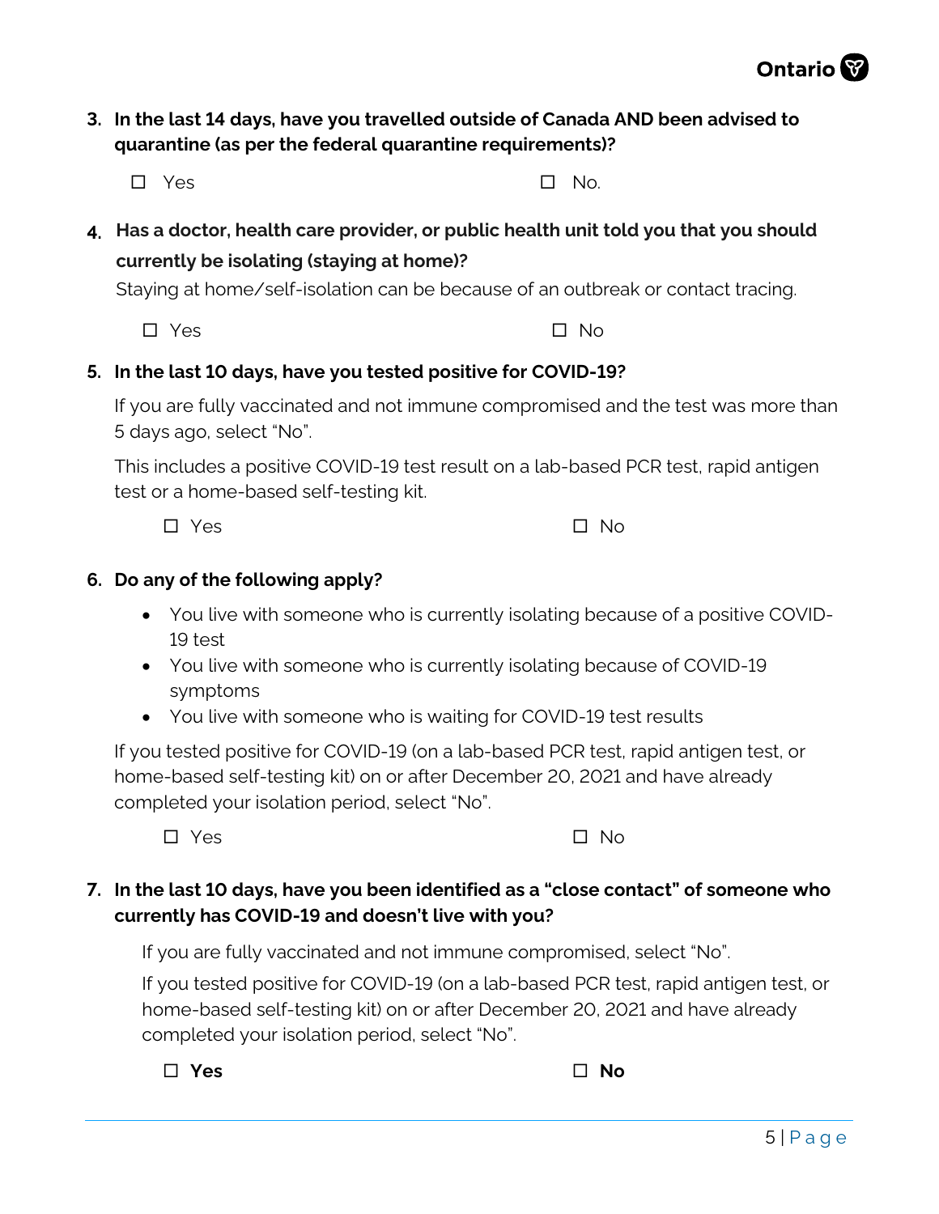3. **In the last 14 days, have you travelled outside of Canada AND been advised to quarantine (as per the federal quarantine requirements)?**

   ☐ Yes ☐ No.

4. **Has a doctor, health care provider, or public health unit told you that you should currently be isolating (staying at home)?**

   Staying at home/self-isolation can be because of an outbreak or contact tracing.

   ☐ Yes ☐ No

5. **In the last 10 days, have you tested positive for COVID-19?**

   If you are fully vaccinated and not immune compromised and the test was more than 5 days ago, select "No".

   This includes a positive COVID-19 test result on a lab-based PCR test, rapid antigen test or a home-based self-testing kit.

   ☐ Yes ☐ No

6. **Do any of the following apply?**

   - You live with someone who is currently isolating because of a positive COVID-19 test
   - You live with someone who is currently isolating because of COVID-19 symptoms
   - You live with someone who is waiting for COVID-19 test results

   If you tested positive for COVID-19 (on a lab-based PCR test, rapid antigen test, or home-based self-testing kit) on or after December 20, 2021 and have already completed your isolation period, select "No".

   ☐ Yes ☐ No

7. **In the last 10 days, have you been identified as a "close contact" of someone who currently has COVID-19 and doesn't live with you?**

   If you are fully vaccinated and not immune compromised, select "No".

   If you tested positive for COVID-19 (on a lab-based PCR test, rapid antigen test, or home-based self-testing kit) on or after December 20, 2021 and have already completed your isolation period, select "No".

   ☐ **Yes** ☐ **No**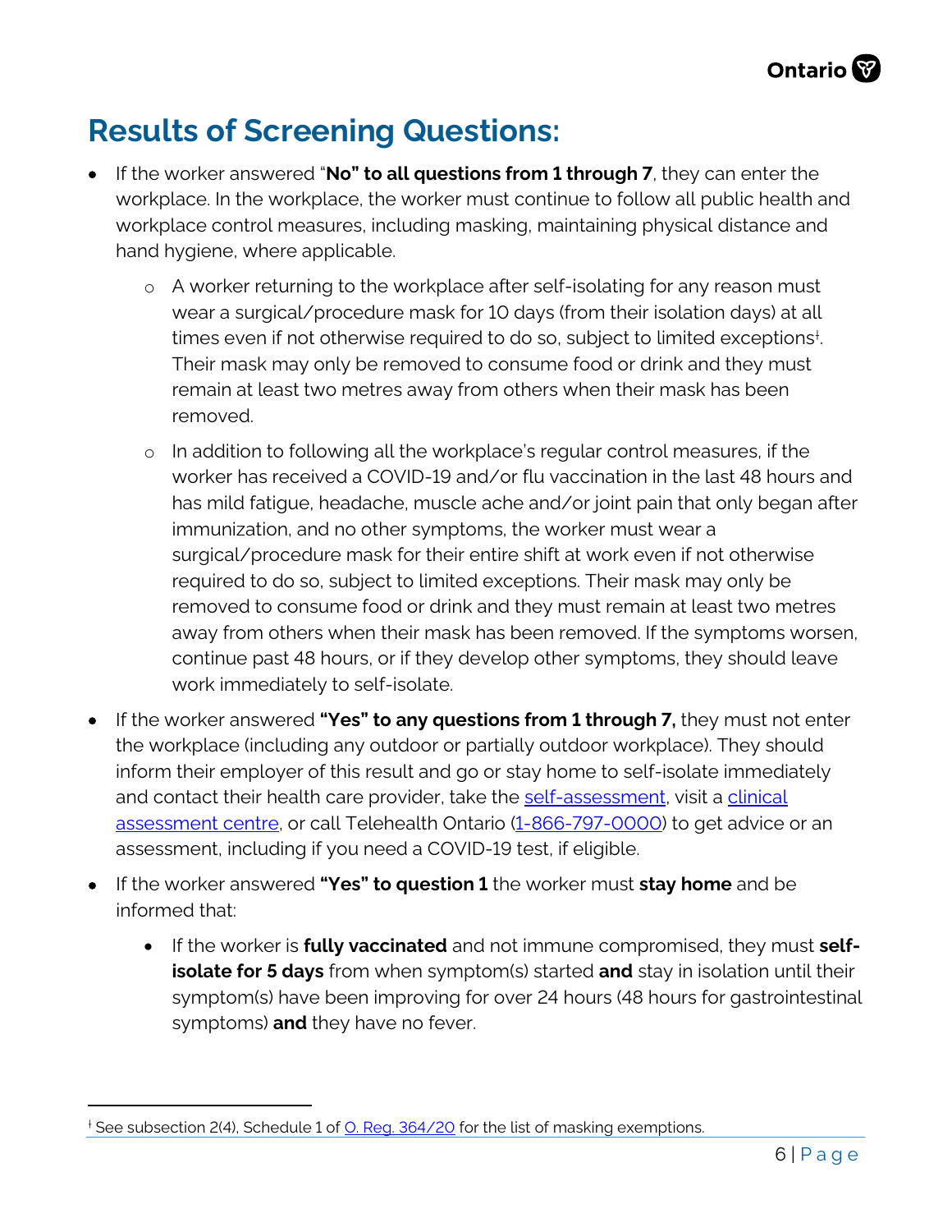## Results of Screening Questions:

- If the worker answered "**No" to all questions from 1 through 7**, they can enter the workplace. In the workplace, the worker must continue to follow all public health and workplace control measures, including masking, maintaining physical distance and hand hygiene, where applicable.
  - A worker returning to the workplace after self-isolating for any reason must wear a surgical/procedure mask for 10 days (from their isolation days) at all times even if not otherwise required to do so, subject to limited exceptions[ǂ]. Their mask may only be removed to consume food or drink and they must remain at least two metres away from others when their mask has been removed.
  - In addition to following all the workplace's regular control measures, if the worker has received a COVID-19 and/or flu vaccination in the last 48 hours and has mild fatigue, headache, muscle ache and/or joint pain that only began after immunization, and no other symptoms, the worker must wear a surgical/procedure mask for their entire shift at work even if not otherwise required to do so, subject to limited exceptions. Their mask may only be removed to consume food or drink and they must remain at least two metres away from others when their mask has been removed. If the symptoms worsen, continue past 48 hours, or if they develop other symptoms, they should leave work immediately to self-isolate.
- If the worker answered **"Yes" to any questions from 1 through 7,** they must not enter the workplace (including any outdoor or partially outdoor workplace). They should inform their employer of this result and go or stay home to self-isolate immediately and contact their health care provider, take the self-assessment, visit a clinical assessment centre, or call Telehealth Ontario (1-866-797-0000) to get advice or an assessment, including if you need a COVID-19 test, if eligible.
- If the worker answered **"Yes" to question 1** the worker must **stay home** and be informed that:
  - If the worker is **fully vaccinated** and not immune compromised, they must **self-isolate for 5 days** from when symptom(s) started **and** stay in isolation until their symptom(s) have been improving for over 24 hours (48 hours for gastrointestinal symptoms) **and** they have no fever.

---

[ǂ] See subsection 2(4), Schedule 1 of O. Reg. 364/20 for the list of masking exemptions.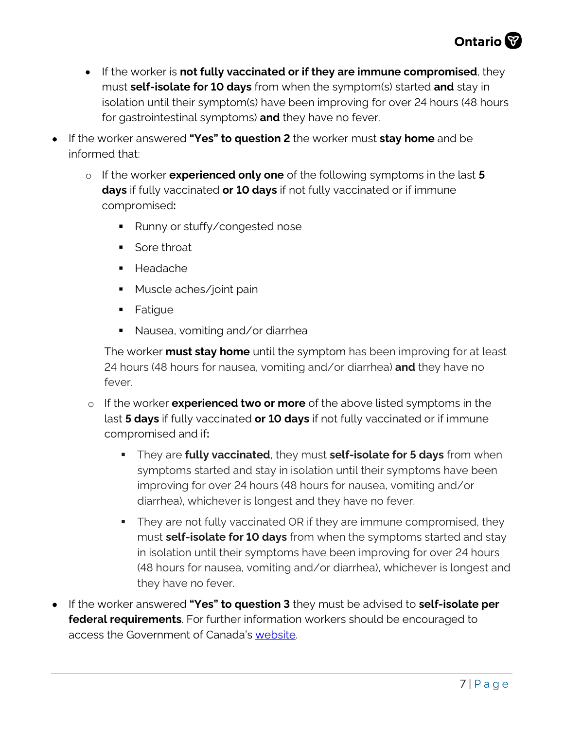- If the worker is **not fully vaccinated or if they are immune compromised**, they must **self-isolate for 10 days** from when the symptom(s) started **and** stay in isolation until their symptom(s) have been improving for over 24 hours (48 hours for gastrointestinal symptoms) **and** they have no fever.

- If the worker answered **"Yes" to question 2** the worker must **stay home** and be informed that:
  - If the worker **experienced only one** of the following symptoms in the last **5 days** if fully vaccinated **or 10 days** if not fully vaccinated or if immune compromised**:**
    - Runny or stuffy/congested nose
    - Sore throat
    - Headache
    - Muscle aches/joint pain
    - Fatigue
    - Nausea, vomiting and/or diarrhea

    The worker **must stay home** until the symptom has been improving for at least 24 hours (48 hours for nausea, vomiting and/or diarrhea) **and** they have no fever.

  - If the worker **experienced two or more** of the above listed symptoms in the last **5 days** if fully vaccinated **or 10 days** if not fully vaccinated or if immune compromised and if**:**
    - They are **fully vaccinated**, they must **self-isolate for 5 days** from when symptoms started and stay in isolation until their symptoms have been improving for over 24 hours (48 hours for nausea, vomiting and/or diarrhea), whichever is longest and they have no fever.
    - They are not fully vaccinated OR if they are immune compromised, they must **self-isolate for 10 days** from when the symptoms started and stay in isolation until their symptoms have been improving for over 24 hours (48 hours for nausea, vomiting and/or diarrhea), whichever is longest and they have no fever.

- If the worker answered **"Yes" to question 3** they must be advised to **self-isolate per federal requirements**. For further information workers should be encouraged to access the Government of Canada's website.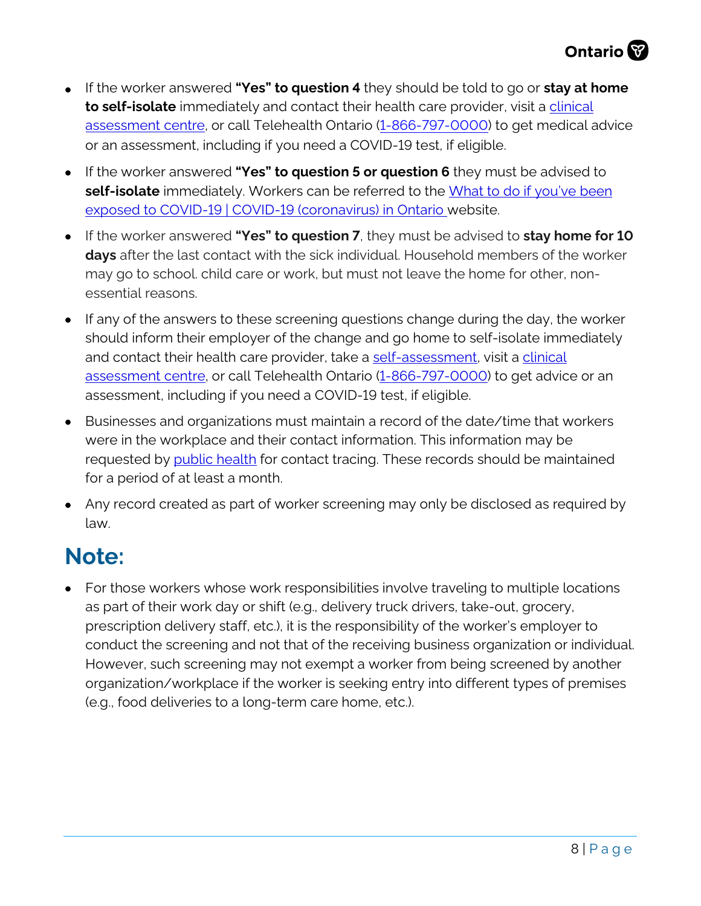- If the worker answered **"Yes" to question 4** they should be told to go or **stay at home to self-isolate** immediately and contact their health care provider, visit a clinical assessment centre, or call Telehealth Ontario (1-866-797-0000) to get medical advice or an assessment, including if you need a COVID-19 test, if eligible.
- If the worker answered **"Yes" to question 5 or question 6** they must be advised to **self-isolate** immediately. Workers can be referred to the What to do if you've been exposed to COVID-19 | COVID-19 (coronavirus) in Ontario website.
- If the worker answered **"Yes" to question 7**, they must be advised to **stay home for 10 days** after the last contact with the sick individual. Household members of the worker may go to school. child care or work, but must not leave the home for other, non-essential reasons.
- If any of the answers to these screening questions change during the day, the worker should inform their employer of the change and go home to self-isolate immediately and contact their health care provider, take a self-assessment, visit a clinical assessment centre, or call Telehealth Ontario (1-866-797-0000) to get advice or an assessment, including if you need a COVID-19 test, if eligible.
- Businesses and organizations must maintain a record of the date/time that workers were in the workplace and their contact information. This information may be requested by public health for contact tracing. These records should be maintained for a period of at least a month.
- Any record created as part of worker screening may only be disclosed as required by law.

## Note:

- For those workers whose work responsibilities involve traveling to multiple locations as part of their work day or shift (e.g., delivery truck drivers, take-out, grocery, prescription delivery staff, etc.), it is the responsibility of the worker's employer to conduct the screening and not that of the receiving business organization or individual. However, such screening may not exempt a worker from being screened by another organization/workplace if the worker is seeking entry into different types of premises (e.g., food deliveries to a long-term care home, etc.).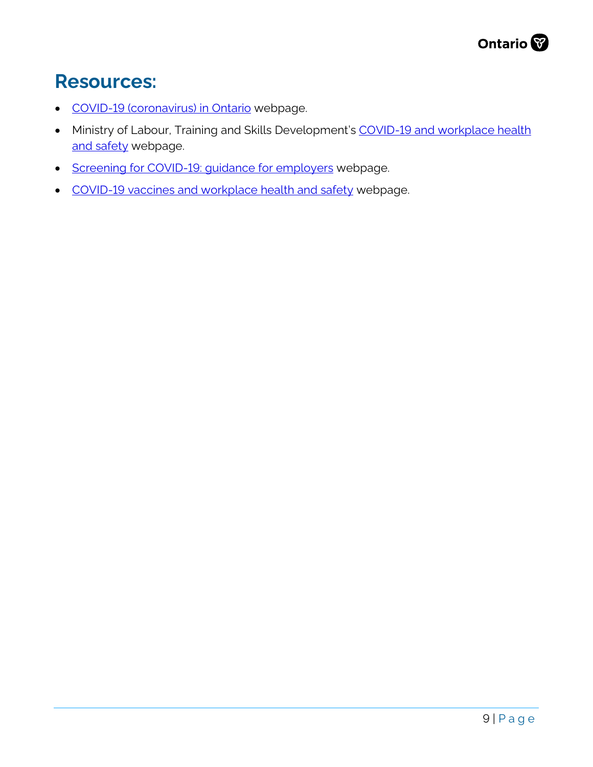## Resources:

- COVID-19 (coronavirus) in Ontario webpage.
- Ministry of Labour, Training and Skills Development's COVID-19 and workplace health and safety webpage.
- Screening for COVID-19: guidance for employers webpage.
- COVID-19 vaccines and workplace health and safety webpage.